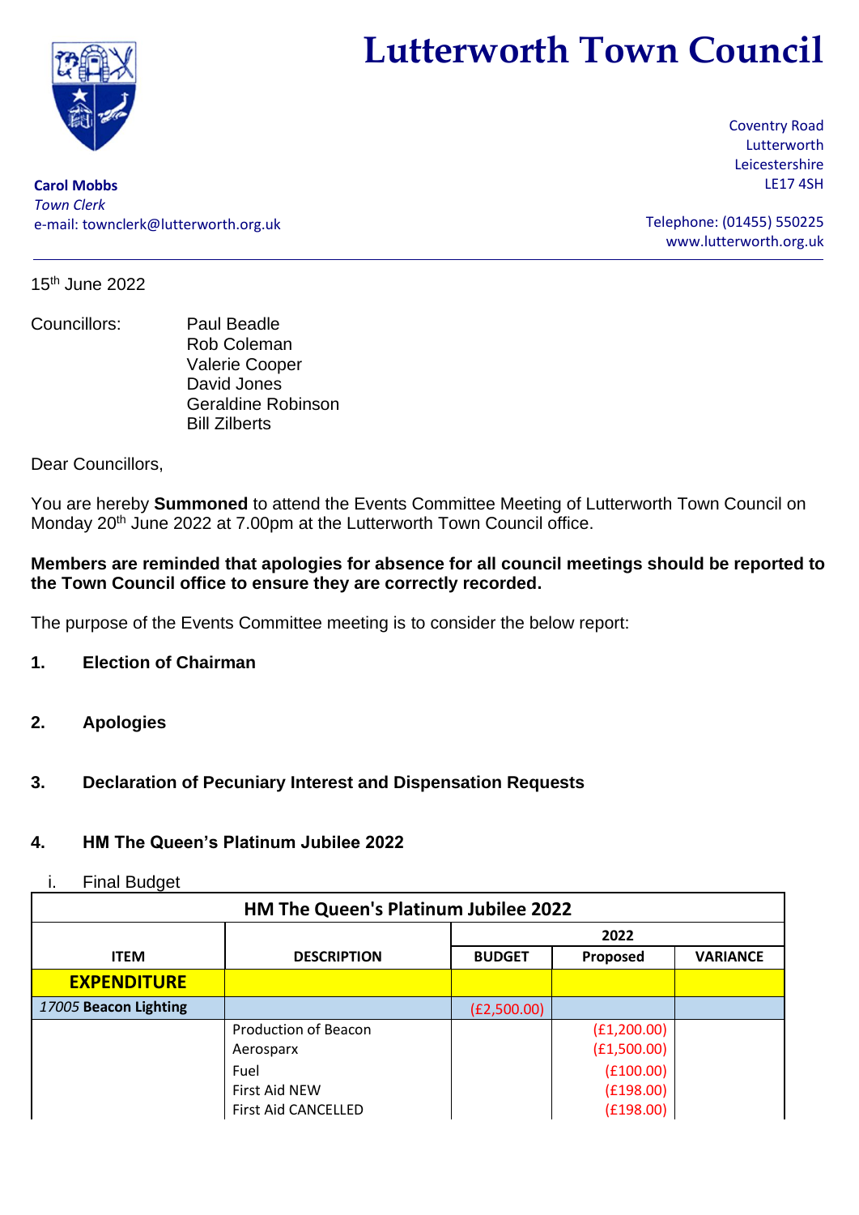# Lutterworth Town Council

**Carol Mobbs**
*Town Clerk*
e-mail: townclerk@lutterworth.org.uk

Coventry Road
Lutterworth
Leicestershire
LE17 4SH

Telephone: (01455) 550225
www.lutterworth.org.uk

15th June 2022

Councillors:
Paul Beadle
Rob Coleman
Valerie Cooper
David Jones
Geraldine Robinson
Bill Zilberts

Dear Councillors,

You are hereby **Summoned** to attend the Events Committee Meeting of Lutterworth Town Council on Monday 20th June 2022 at 7.00pm at the Lutterworth Town Council office.

**Members are reminded that apologies for absence for all council meetings should be reported to the Town Council office to ensure they are correctly recorded.**

The purpose of the Events Committee meeting is to consider the below report:

**1. Election of Chairman**

**2. Apologies**

**3. Declaration of Pecuniary Interest and Dispensation Requests**

**4. HM The Queen's Platinum Jubilee 2022**

i. Final Budget

| HM The Queen's Platinum Jubilee 2022 | | | | |
|---|---|---|---|---|
| | | 2022 | | |
| **ITEM** | **DESCRIPTION** | **BUDGET** | **Proposed** | **VARIANCE** |
| **EXPENDITURE** | | | | |
| *17005* **Beacon Lighting** | | (£2,500.00) | | |
| | Production of Beacon | | (£1,200.00) | |
| | Aerosparx | | (£1,500.00) | |
| | Fuel | | (£100.00) | |
| | First Aid NEW | | (£198.00) | |
| | First Aid CANCELLED | | (£198.00) | |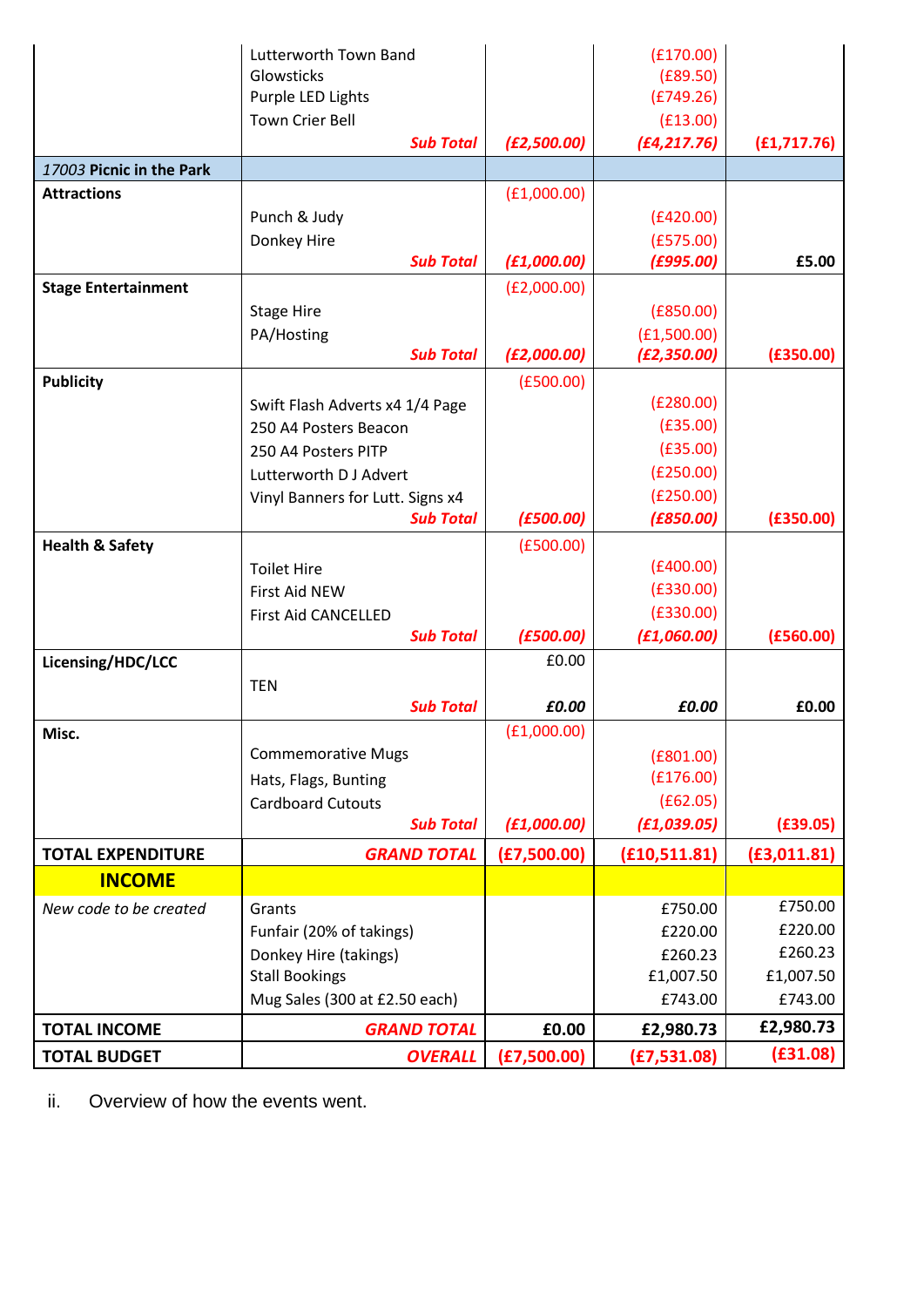| | | | | |
|---|---|---|---|---|
| | Lutterworth Town Band | | (£170.00) | |
| | Glowsticks | | (£89.50) | |
| | Purple LED Lights | | (£749.26) | |
| | Town Crier Bell | | (£13.00) | |
| | ***Sub Total*** | ***(£2,500.00)*** | ***(£4,217.76)*** | **(£1,717.76)** |
| *17003* **Picnic in the Park** | | | | |
| **Attractions** | | (£1,000.00) | | |
| | Punch & Judy | | (£420.00) | |
| | Donkey Hire | | (£575.00) | |
| | ***Sub Total*** | ***(£1,000.00)*** | ***(£995.00)*** | **£5.00** |
| **Stage Entertainment** | | (£2,000.00) | | |
| | Stage Hire | | (£850.00) | |
| | PA/Hosting | | (£1,500.00) | |
| | ***Sub Total*** | ***(£2,000.00)*** | ***(£2,350.00)*** | **(£350.00)** |
| **Publicity** | | (£500.00) | | |
| | Swift Flash Adverts x4 1/4 Page | | (£280.00) | |
| | 250 A4 Posters Beacon | | (£35.00) | |
| | 250 A4 Posters PITP | | (£35.00) | |
| | Lutterworth D J Advert | | (£250.00) | |
| | Vinyl Banners for Lutt. Signs x4 | | (£250.00) | |
| | ***Sub Total*** | ***(£500.00)*** | ***(£850.00)*** | **(£350.00)** |
| **Health & Safety** | | (£500.00) | | |
| | Toilet Hire | | (£400.00) | |
| | First Aid NEW | | (£330.00) | |
| | First Aid CANCELLED | | (£330.00) | |
| | ***Sub Total*** | ***(£500.00)*** | ***(£1,060.00)*** | **(£560.00)** |
| **Licensing/HDC/LCC** | | £0.00 | | |
| | TEN | | | |
| | ***Sub Total*** | ***£0.00*** | ***£0.00*** | **£0.00** |
| **Misc.** | | (£1,000.00) | | |
| | Commemorative Mugs | | (£801.00) | |
| | Hats, Flags, Bunting | | (£176.00) | |
| | Cardboard Cutouts | | (£62.05) | |
| | ***Sub Total*** | ***(£1,000.00)*** | ***(£1,039.05)*** | **(£39.05)** |
| **TOTAL EXPENDITURE** | ***GRAND TOTAL*** | **(£7,500.00)** | **(£10,511.81)** | **(£3,011.81)** |
| **INCOME** | | | | |
| *New code to be created* | Grants | | £750.00 | £750.00 |
| | Funfair (20% of takings) | | £220.00 | £220.00 |
| | Donkey Hire (takings) | | £260.23 | £260.23 |
| | Stall Bookings | | £1,007.50 | £1,007.50 |
| | Mug Sales (300 at £2.50 each) | | £743.00 | £743.00 |
| **TOTAL INCOME** | ***GRAND TOTAL*** | **£0.00** | **£2,980.73** | **£2,980.73** |
| **TOTAL BUDGET** | ***OVERALL*** | **(£7,500.00)** | **(£7,531.08)** | **(£31.08)** |

ii. Overview of how the events went.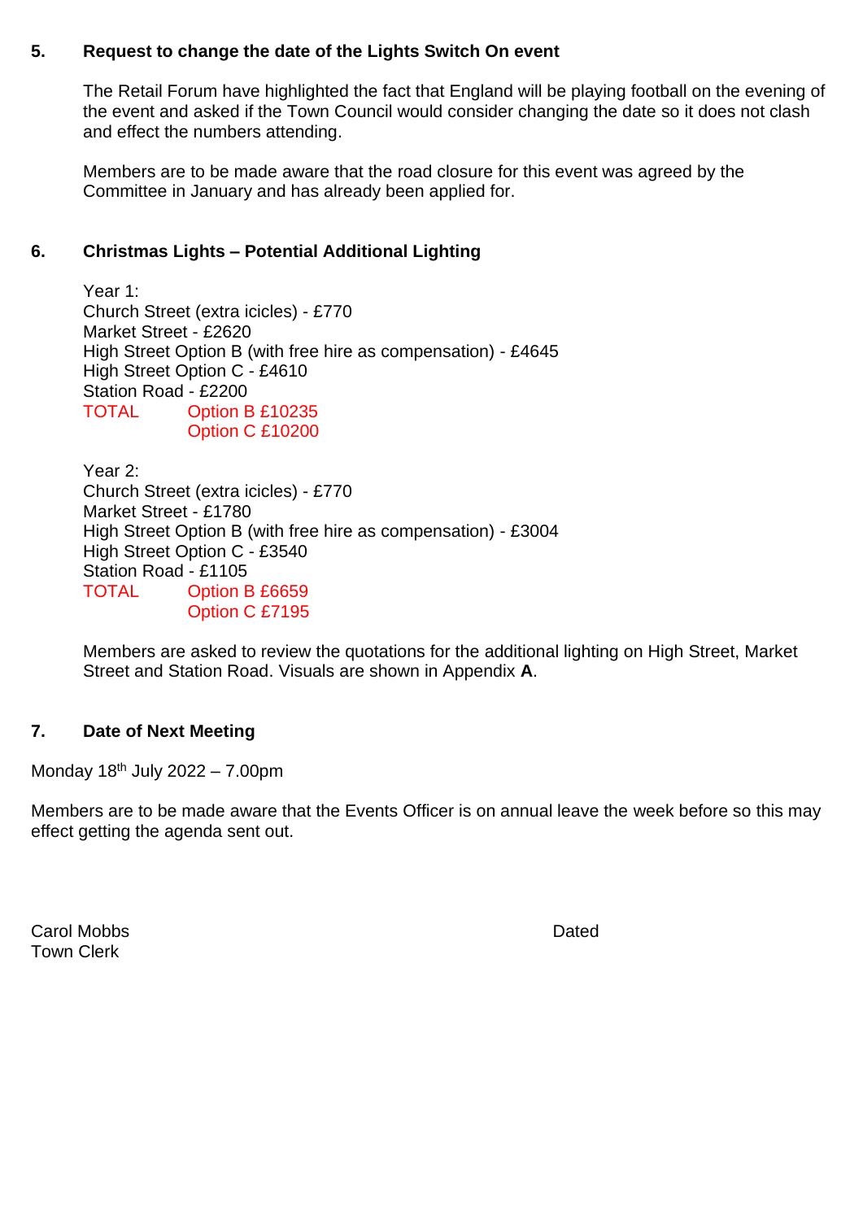## 5. Request to change the date of the Lights Switch On event

The Retail Forum have highlighted the fact that England will be playing football on the evening of the event and asked if the Town Council would consider changing the date so it does not clash and effect the numbers attending.

Members are to be made aware that the road closure for this event was agreed by the Committee in January and has already been applied for.

## 6. Christmas Lights – Potential Additional Lighting

Year 1:
Church Street (extra icicles) - £770
Market Street - £2620
High Street Option B (with free hire as compensation) - £4645
High Street Option C - £4610
Station Road - £2200
TOTAL Option B £10235
Option C £10200

Year 2:
Church Street (extra icicles) - £770
Market Street - £1780
High Street Option B (with free hire as compensation) - £3004
High Street Option C - £3540
Station Road - £1105
TOTAL Option B £6659
Option C £7195

Members are asked to review the quotations for the additional lighting on High Street, Market Street and Station Road. Visuals are shown in Appendix **A**.

## 7. Date of Next Meeting

Monday 18th July 2022 – 7.00pm

Members are to be made aware that the Events Officer is on annual leave the week before so this may effect getting the agenda sent out.

Carol Mobbs
Town Clerk

Dated